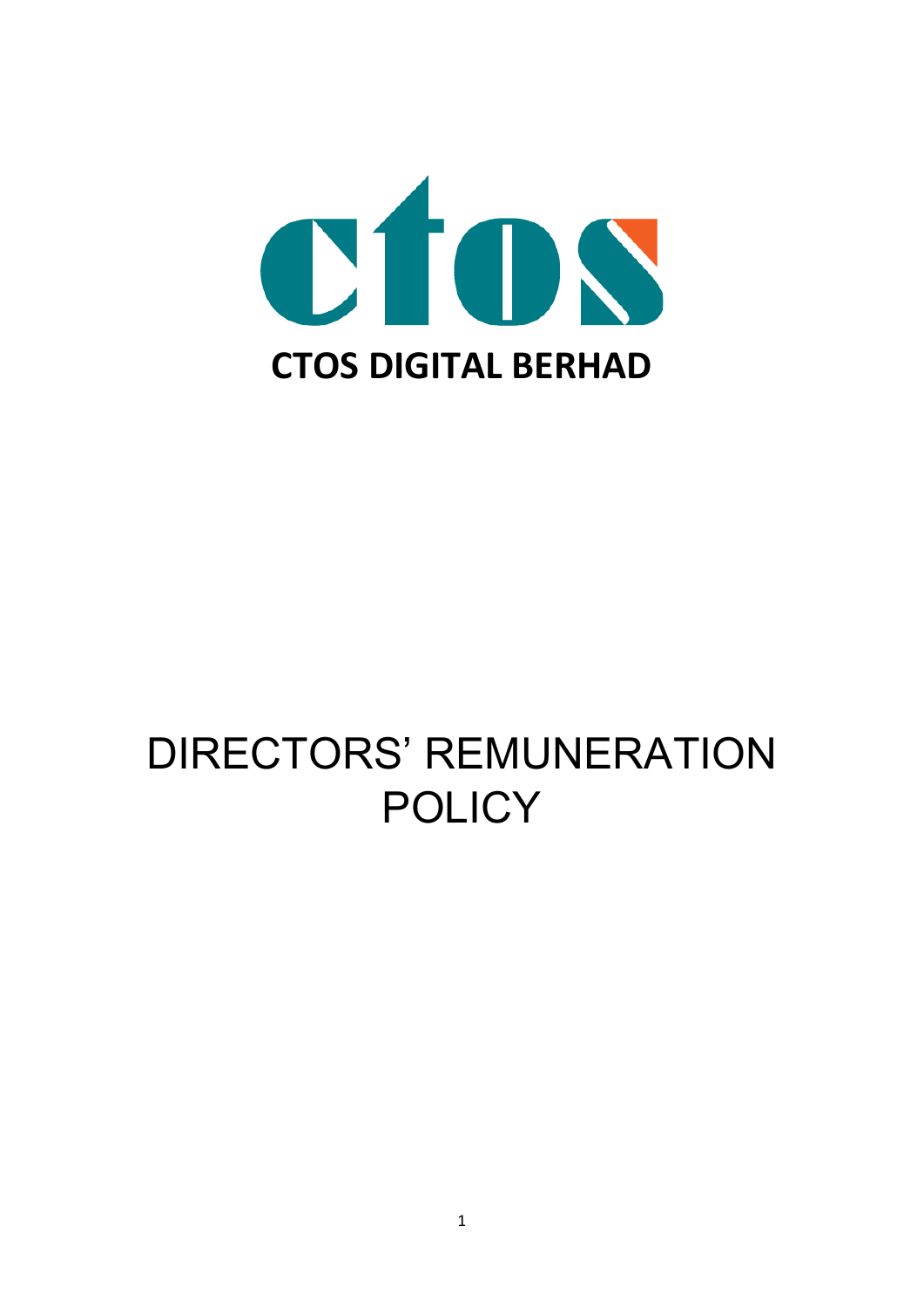**CTOS DIGITAL BERHAD**

# DIRECTORS' REMUNERATION POLICY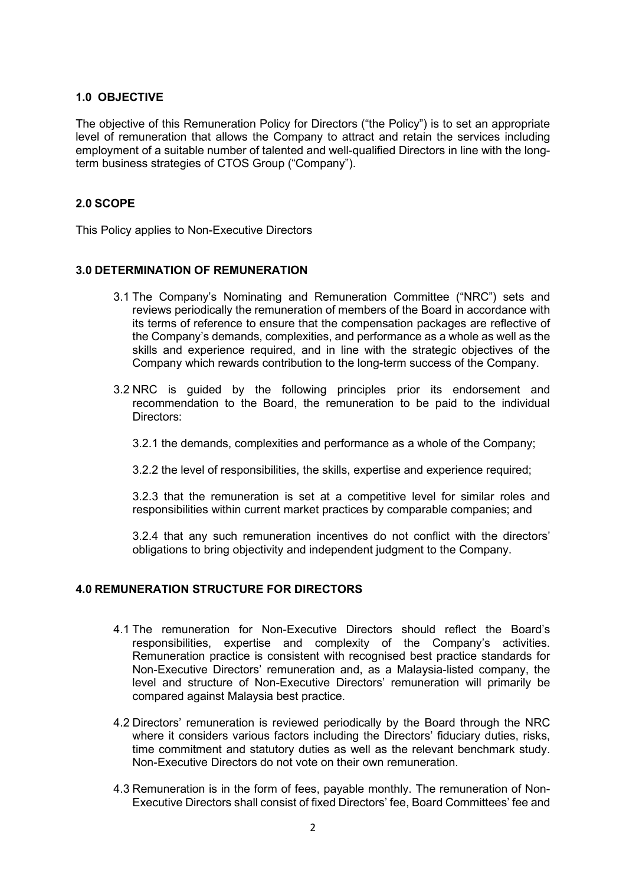## 1.0 OBJECTIVE

The objective of this Remuneration Policy for Directors ("the Policy") is to set an appropriate level of remuneration that allows the Company to attract and retain the services including employment of a suitable number of talented and well-qualified Directors in line with the long-term business strategies of CTOS Group ("Company").

## 2.0 SCOPE

This Policy applies to Non-Executive Directors

## 3.0 DETERMINATION OF REMUNERATION

3.1 The Company's Nominating and Remuneration Committee ("NRC") sets and reviews periodically the remuneration of members of the Board in accordance with its terms of reference to ensure that the compensation packages are reflective of the Company's demands, complexities, and performance as a whole as well as the skills and experience required, and in line with the strategic objectives of the Company which rewards contribution to the long-term success of the Company.

3.2 NRC is guided by the following principles prior its endorsement and recommendation to the Board, the remuneration to be paid to the individual Directors:

3.2.1 the demands, complexities and performance as a whole of the Company;

3.2.2 the level of responsibilities, the skills, expertise and experience required;

3.2.3 that the remuneration is set at a competitive level for similar roles and responsibilities within current market practices by comparable companies; and

3.2.4 that any such remuneration incentives do not conflict with the directors' obligations to bring objectivity and independent judgment to the Company.

## 4.0 REMUNERATION STRUCTURE FOR DIRECTORS

4.1 The remuneration for Non-Executive Directors should reflect the Board's responsibilities, expertise and complexity of the Company's activities. Remuneration practice is consistent with recognised best practice standards for Non-Executive Directors' remuneration and, as a Malaysia-listed company, the level and structure of Non-Executive Directors' remuneration will primarily be compared against Malaysia best practice.

4.2 Directors' remuneration is reviewed periodically by the Board through the NRC where it considers various factors including the Directors' fiduciary duties, risks, time commitment and statutory duties as well as the relevant benchmark study. Non-Executive Directors do not vote on their own remuneration.

4.3 Remuneration is in the form of fees, payable monthly. The remuneration of Non-Executive Directors shall consist of fixed Directors' fee, Board Committees' fee and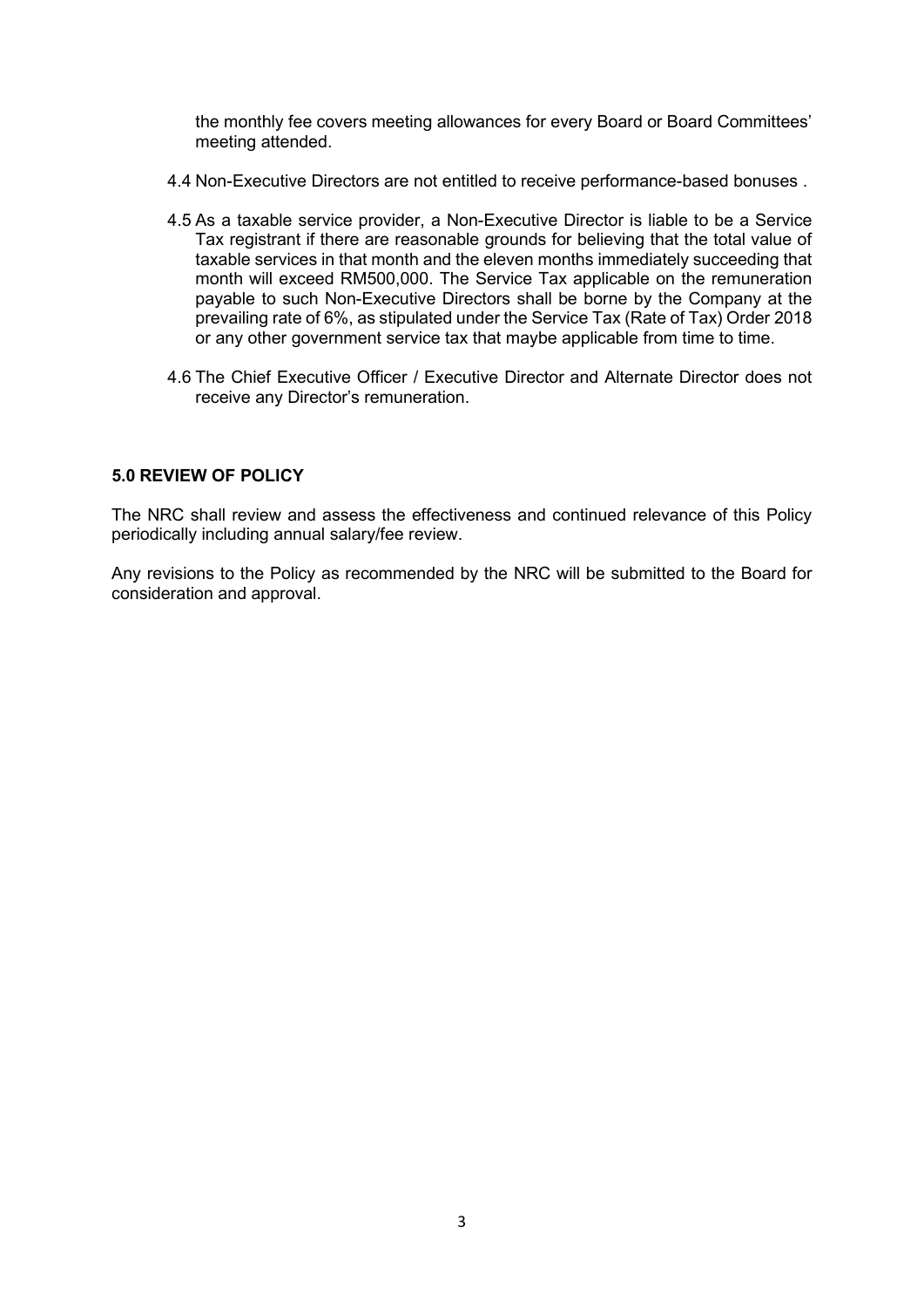the monthly fee covers meeting allowances for every Board or Board Committees' meeting attended.

4.4 Non-Executive Directors are not entitled to receive performance-based bonuses .

4.5 As a taxable service provider, a Non-Executive Director is liable to be a Service Tax registrant if there are reasonable grounds for believing that the total value of taxable services in that month and the eleven months immediately succeeding that month will exceed RM500,000. The Service Tax applicable on the remuneration payable to such Non-Executive Directors shall be borne by the Company at the prevailing rate of 6%, as stipulated under the Service Tax (Rate of Tax) Order 2018 or any other government service tax that maybe applicable from time to time.

4.6 The Chief Executive Officer / Executive Director and Alternate Director does not receive any Director's remuneration.

## 5.0 REVIEW OF POLICY

The NRC shall review and assess the effectiveness and continued relevance of this Policy periodically including annual salary/fee review.

Any revisions to the Policy as recommended by the NRC will be submitted to the Board for consideration and approval.